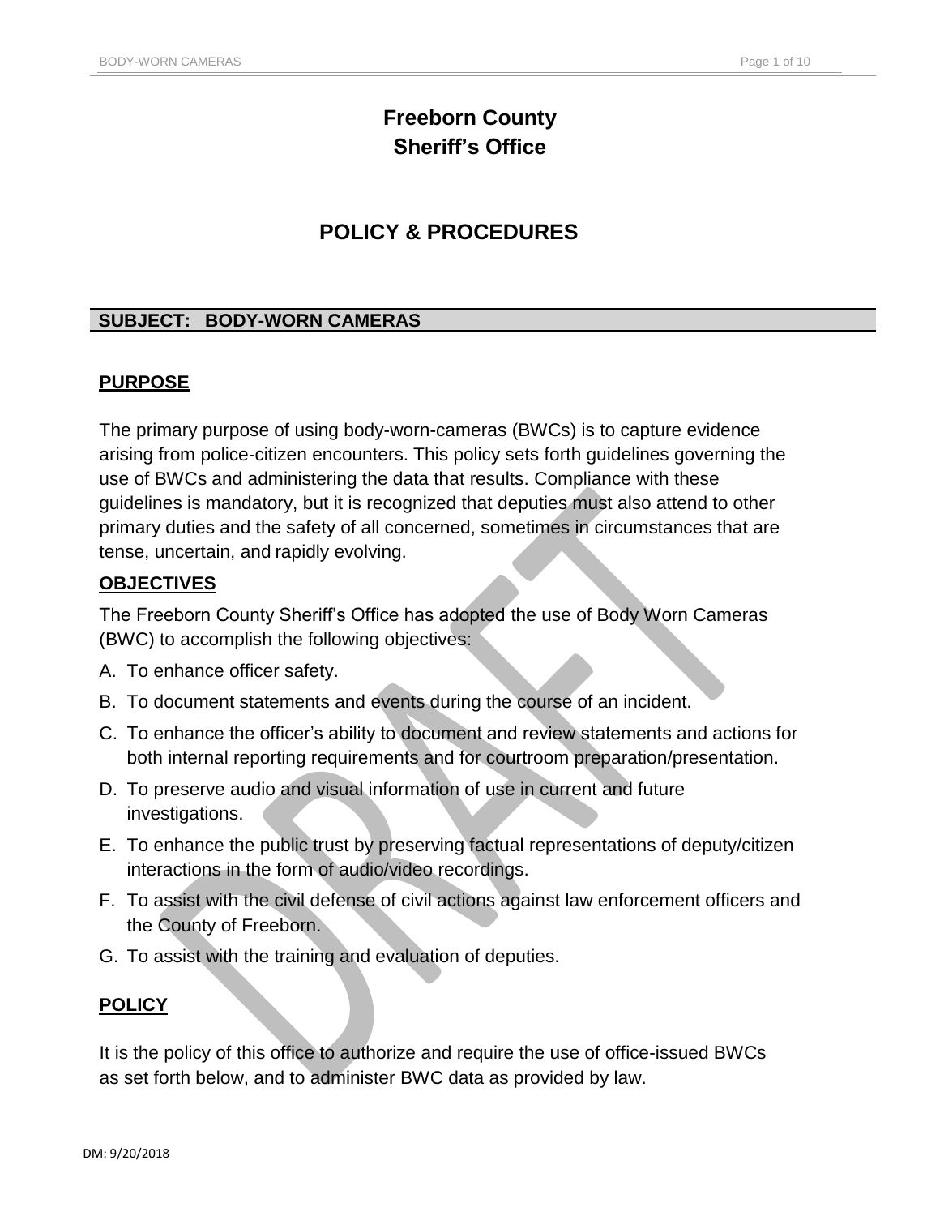# Freeborn County Sheriff's Office

# POLICY & PROCEDURES

## SUBJECT: BODY-WORN CAMERAS

### PURPOSE

The primary purpose of using body-worn-cameras (BWCs) is to capture evidence arising from police-citizen encounters. This policy sets forth guidelines governing the use of BWCs and administering the data that results. Compliance with these guidelines is mandatory, but it is recognized that deputies must also attend to other primary duties and the safety of all concerned, sometimes in circumstances that are tense, uncertain, and rapidly evolving.

### OBJECTIVES

The Freeborn County Sheriff's Office has adopted the use of Body Worn Cameras (BWC) to accomplish the following objectives:

A. To enhance officer safety.
B. To document statements and events during the course of an incident.
C. To enhance the officer's ability to document and review statements and actions for both internal reporting requirements and for courtroom preparation/presentation.
D. To preserve audio and visual information of use in current and future investigations.
E. To enhance the public trust by preserving factual representations of deputy/citizen interactions in the form of audio/video recordings.
F. To assist with the civil defense of civil actions against law enforcement officers and the County of Freeborn.
G. To assist with the training and evaluation of deputies.

### POLICY

It is the policy of this office to authorize and require the use of office-issued BWCs as set forth below, and to administer BWC data as provided by law.

DM: 9/20/2018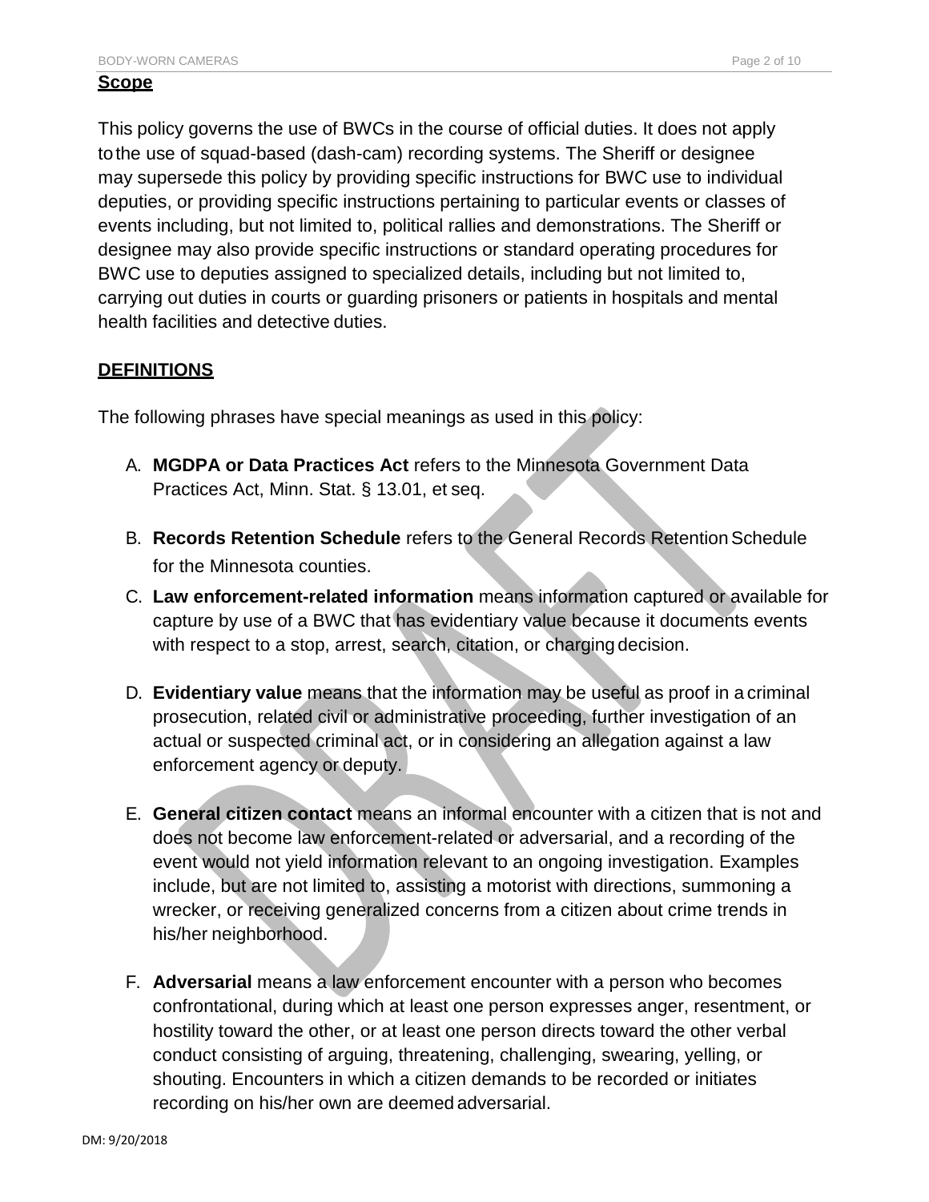## Scope

This policy governs the use of BWCs in the course of official duties. It does not apply to the use of squad-based (dash-cam) recording systems. The Sheriff or designee may supersede this policy by providing specific instructions for BWC use to individual deputies, or providing specific instructions pertaining to particular events or classes of events including, but not limited to, political rallies and demonstrations. The Sheriff or designee may also provide specific instructions or standard operating procedures for BWC use to deputies assigned to specialized details, including but not limited to, carrying out duties in courts or guarding prisoners or patients in hospitals and mental health facilities and detective duties.

## DEFINITIONS

The following phrases have special meanings as used in this policy:

A. **MGDPA or Data Practices Act** refers to the Minnesota Government Data Practices Act, Minn. Stat. § 13.01, et seq.

B. **Records Retention Schedule** refers to the General Records Retention Schedule for the Minnesota counties.

C. **Law enforcement-related information** means information captured or available for capture by use of a BWC that has evidentiary value because it documents events with respect to a stop, arrest, search, citation, or charging decision.

D. **Evidentiary value** means that the information may be useful as proof in a criminal prosecution, related civil or administrative proceeding, further investigation of an actual or suspected criminal act, or in considering an allegation against a law enforcement agency or deputy.

E. **General citizen contact** means an informal encounter with a citizen that is not and does not become law enforcement-related or adversarial, and a recording of the event would not yield information relevant to an ongoing investigation. Examples include, but are not limited to, assisting a motorist with directions, summoning a wrecker, or receiving generalized concerns from a citizen about crime trends in his/her neighborhood.

F. **Adversarial** means a law enforcement encounter with a person who becomes confrontational, during which at least one person expresses anger, resentment, or hostility toward the other, or at least one person directs toward the other verbal conduct consisting of arguing, threatening, challenging, swearing, yelling, or shouting. Encounters in which a citizen demands to be recorded or initiates recording on his/her own are deemed adversarial.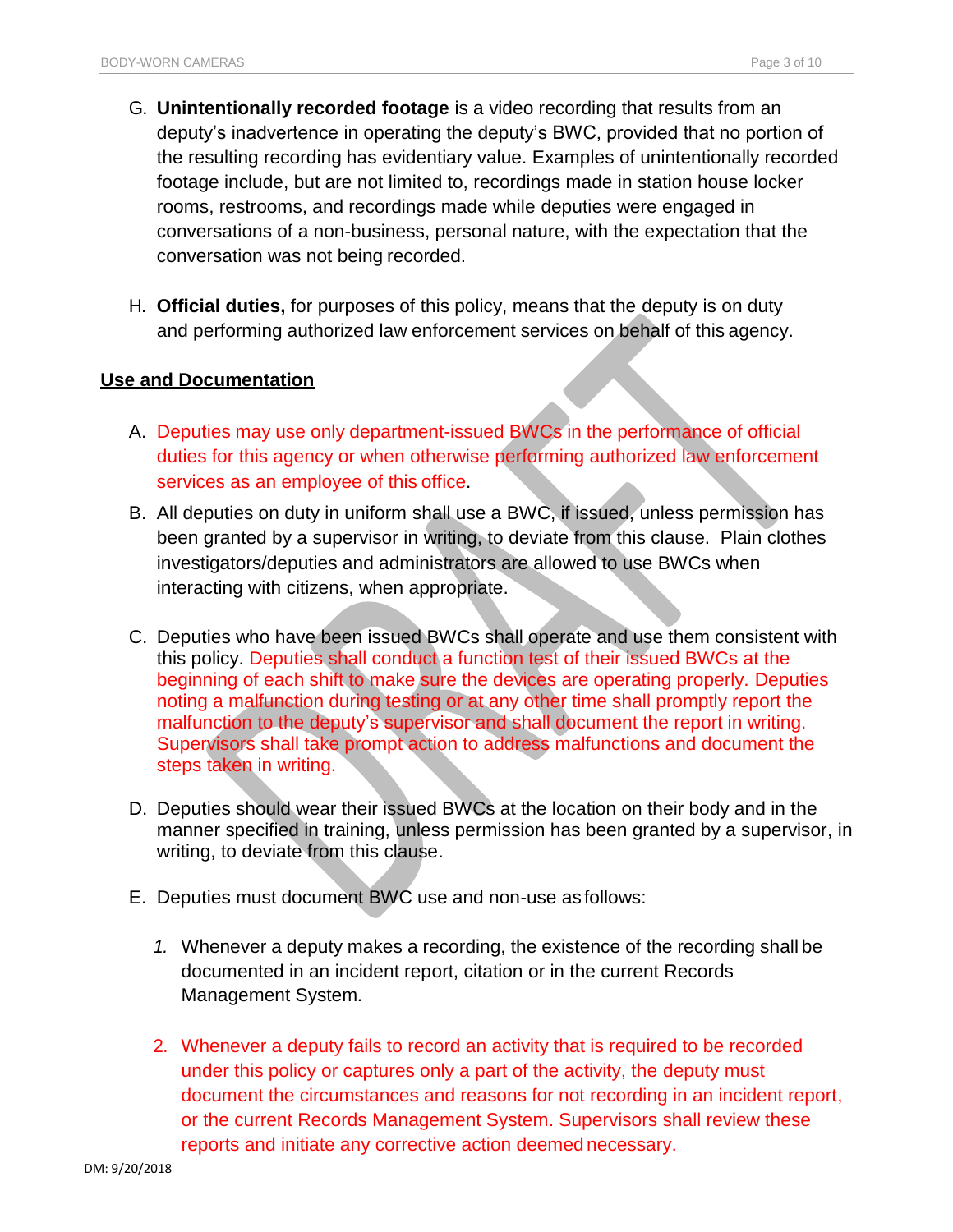G. **Unintentionally recorded footage** is a video recording that results from an deputy's inadvertence in operating the deputy's BWC, provided that no portion of the resulting recording has evidentiary value. Examples of unintentionally recorded footage include, but are not limited to, recordings made in station house locker rooms, restrooms, and recordings made while deputies were engaged in conversations of a non-business, personal nature, with the expectation that the conversation was not being recorded.

H. **Official duties,** for purposes of this policy, means that the deputy is on duty and performing authorized law enforcement services on behalf of this agency.

## Use and Documentation

A. Deputies may use only department-issued BWCs in the performance of official duties for this agency or when otherwise performing authorized law enforcement services as an employee of this office.

B. All deputies on duty in uniform shall use a BWC, if issued, unless permission has been granted by a supervisor in writing, to deviate from this clause. Plain clothes investigators/deputies and administrators are allowed to use BWCs when interacting with citizens, when appropriate.

C. Deputies who have been issued BWCs shall operate and use them consistent with this policy. Deputies shall conduct a function test of their issued BWCs at the beginning of each shift to make sure the devices are operating properly. Deputies noting a malfunction during testing or at any other time shall promptly report the malfunction to the deputy's supervisor and shall document the report in writing. Supervisors shall take prompt action to address malfunctions and document the steps taken in writing.

D. Deputies should wear their issued BWCs at the location on their body and in the manner specified in training, unless permission has been granted by a supervisor, in writing, to deviate from this clause.

E. Deputies must document BWC use and non-use as follows:

   1. Whenever a deputy makes a recording, the existence of the recording shall be documented in an incident report, citation or in the current Records Management System.

   2. Whenever a deputy fails to record an activity that is required to be recorded under this policy or captures only a part of the activity, the deputy must document the circumstances and reasons for not recording in an incident report, or the current Records Management System. Supervisors shall review these reports and initiate any corrective action deemed necessary.

DM: 9/20/2018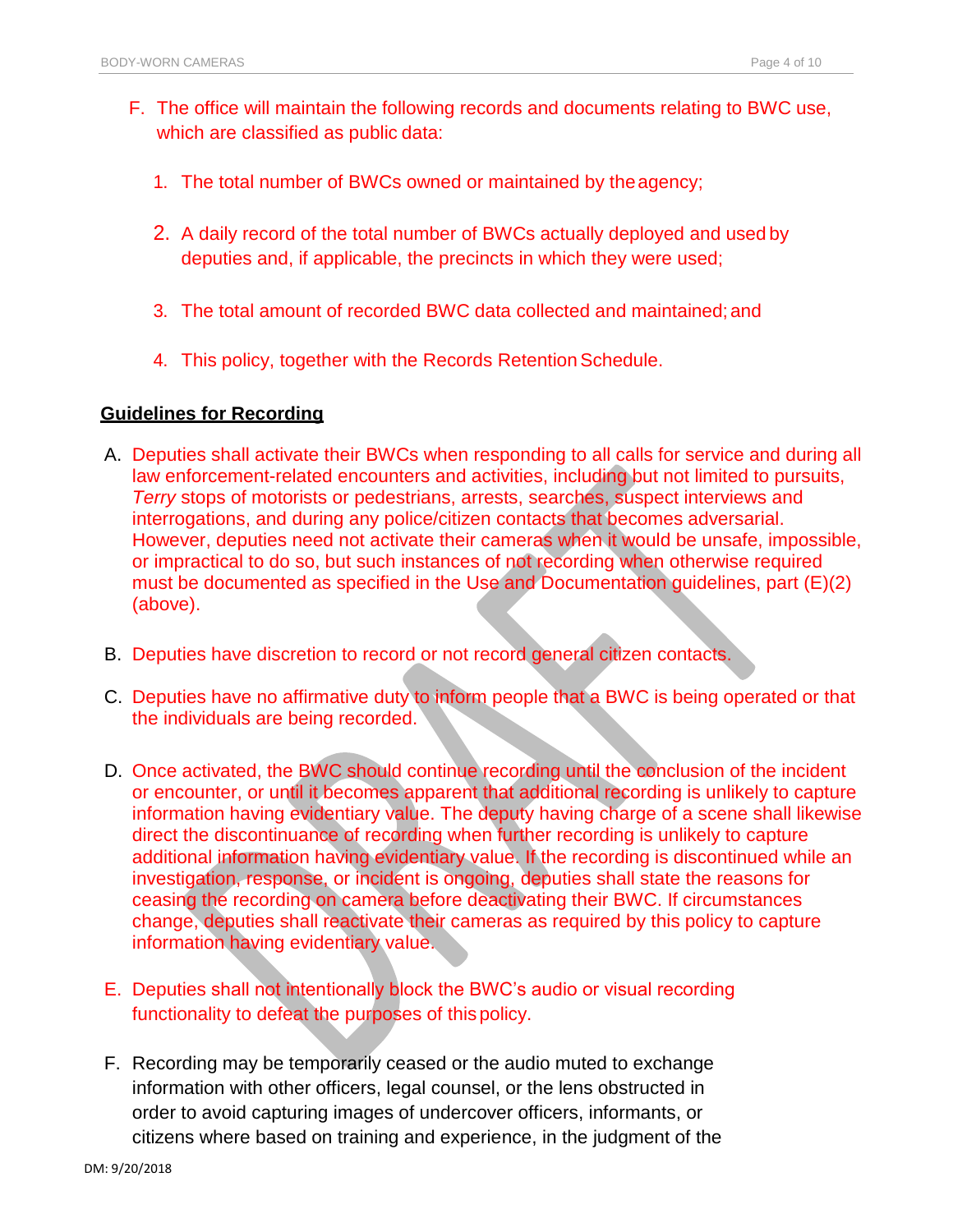F. The office will maintain the following records and documents relating to BWC use, which are classified as public data:

1. The total number of BWCs owned or maintained by the agency;

2. A daily record of the total number of BWCs actually deployed and used by deputies and, if applicable, the precincts in which they were used;

3. The total amount of recorded BWC data collected and maintained; and

4. This policy, together with the Records Retention Schedule.

**<u>Guidelines for Recording</u>**

A. Deputies shall activate their BWCs when responding to all calls for service and during all law enforcement-related encounters and activities, including but not limited to pursuits, *Terry* stops of motorists or pedestrians, arrests, searches, suspect interviews and interrogations, and during any police/citizen contacts that becomes adversarial. However, deputies need not activate their cameras when it would be unsafe, impossible, or impractical to do so, but such instances of not recording when otherwise required must be documented as specified in the Use and Documentation guidelines, part (E)(2) (above).

B. Deputies have discretion to record or not record general citizen contacts.

C. Deputies have no affirmative duty to inform people that a BWC is being operated or that the individuals are being recorded.

D. Once activated, the BWC should continue recording until the conclusion of the incident or encounter, or until it becomes apparent that additional recording is unlikely to capture information having evidentiary value. The deputy having charge of a scene shall likewise direct the discontinuance of recording when further recording is unlikely to capture additional information having evidentiary value. If the recording is discontinued while an investigation, response, or incident is ongoing, deputies shall state the reasons for ceasing the recording on camera before deactivating their BWC. If circumstances change, deputies shall reactivate their cameras as required by this policy to capture information having evidentiary value.

E. Deputies shall not intentionally block the BWC's audio or visual recording functionality to defeat the purposes of this policy.

F. Recording may be temporarily ceased or the audio muted to exchange information with other officers, legal counsel, or the lens obstructed in order to avoid capturing images of undercover officers, informants, or citizens where based on training and experience, in the judgment of the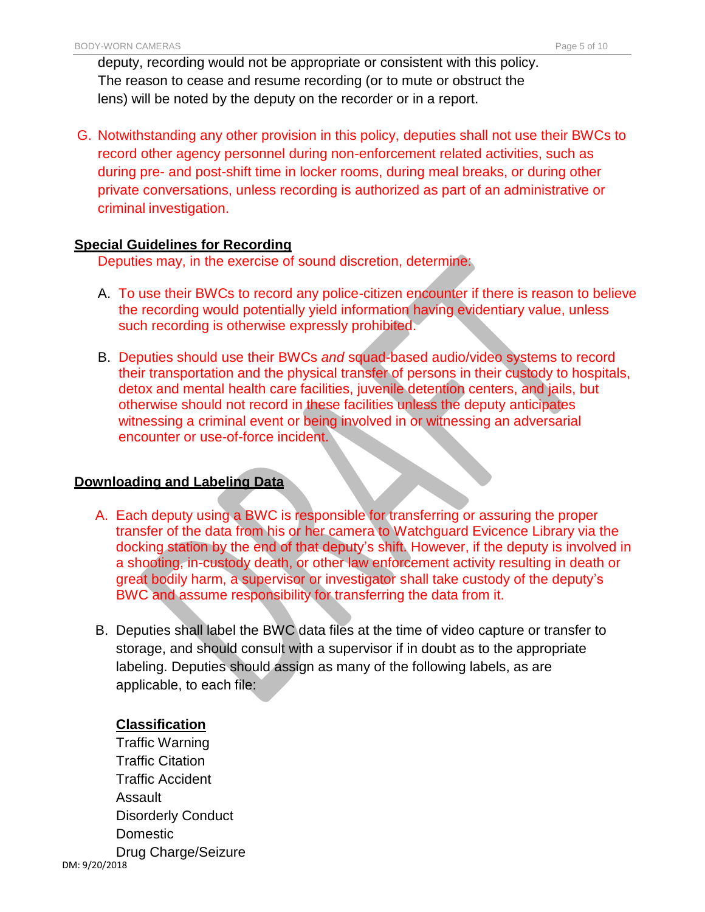deputy, recording would not be appropriate or consistent with this policy. The reason to cease and resume recording (or to mute or obstruct the lens) will be noted by the deputy on the recorder or in a report.

G. Notwithstanding any other provision in this policy, deputies shall not use their BWCs to record other agency personnel during non-enforcement related activities, such as during pre- and post-shift time in locker rooms, during meal breaks, or during other private conversations, unless recording is authorized as part of an administrative or criminal investigation.

**Special Guidelines for Recording**

Deputies may, in the exercise of sound discretion, determine:

A. To use their BWCs to record any police-citizen encounter if there is reason to believe the recording would potentially yield information having evidentiary value, unless such recording is otherwise expressly prohibited.

B. Deputies should use their BWCs *and* squad-based audio/video systems to record their transportation and the physical transfer of persons in their custody to hospitals, detox and mental health care facilities, juvenile detention centers, and jails, but otherwise should not record in these facilities unless the deputy anticipates witnessing a criminal event or being involved in or witnessing an adversarial encounter or use-of-force incident.

**Downloading and Labeling Data**

A. Each deputy using a BWC is responsible for transferring or assuring the proper transfer of the data from his or her camera to Watchguard Evicence Library via the docking station by the end of that deputy's shift. However, if the deputy is involved in a shooting, in-custody death, or other law enforcement activity resulting in death or great bodily harm, a supervisor or investigator shall take custody of the deputy's BWC and assume responsibility for transferring the data from it.

B. Deputies shall label the BWC data files at the time of video capture or transfer to storage, and should consult with a supervisor if in doubt as to the appropriate labeling. Deputies should assign as many of the following labels, as are applicable, to each file:

**Classification**

Traffic Warning
Traffic Citation
Traffic Accident
Assault
Disorderly Conduct
Domestic
Drug Charge/Seizure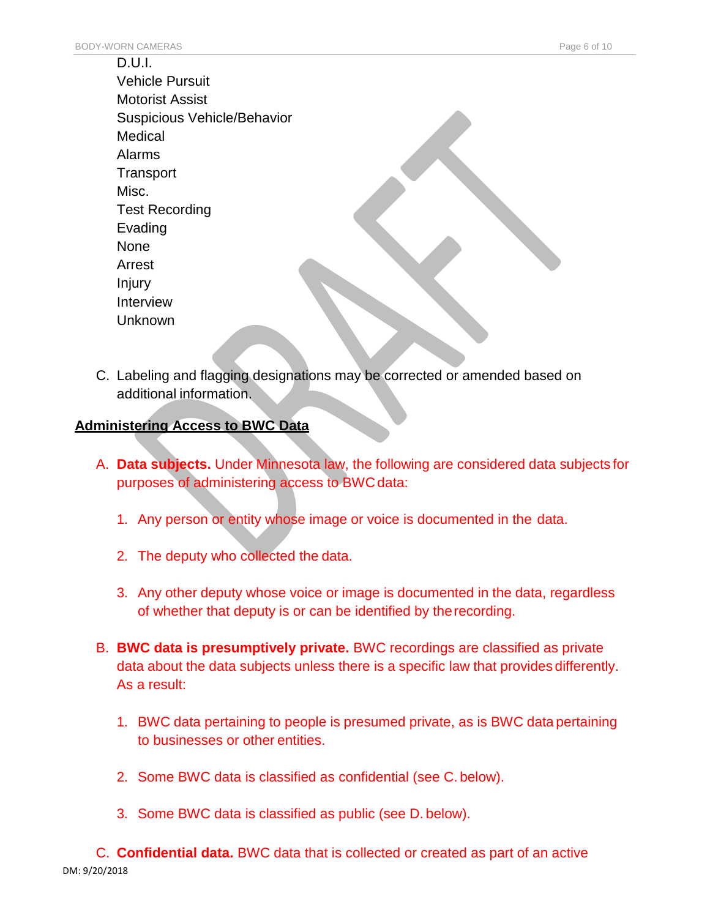D.U.I.
Vehicle Pursuit
Motorist Assist
Suspicious Vehicle/Behavior
Medical
Alarms
Transport
Misc.
Test Recording
Evading
None
Arrest
Injury
Interview
Unknown

C. Labeling and flagging designations may be corrected or amended based on additional information.

**Administering Access to BWC Data**

A. **Data subjects.** Under Minnesota law, the following are considered data subjects for purposes of administering access to BWC data:

1. Any person or entity whose image or voice is documented in the data.

2. The deputy who collected the data.

3. Any other deputy whose voice or image is documented in the data, regardless of whether that deputy is or can be identified by the recording.

B. **BWC data is presumptively private.** BWC recordings are classified as private data about the data subjects unless there is a specific law that provides differently. As a result:

1. BWC data pertaining to people is presumed private, as is BWC data pertaining to businesses or other entities.

2. Some BWC data is classified as confidential (see C. below).

3. Some BWC data is classified as public (see D. below).

C. **Confidential data.** BWC data that is collected or created as part of an active

DM: 9/20/2018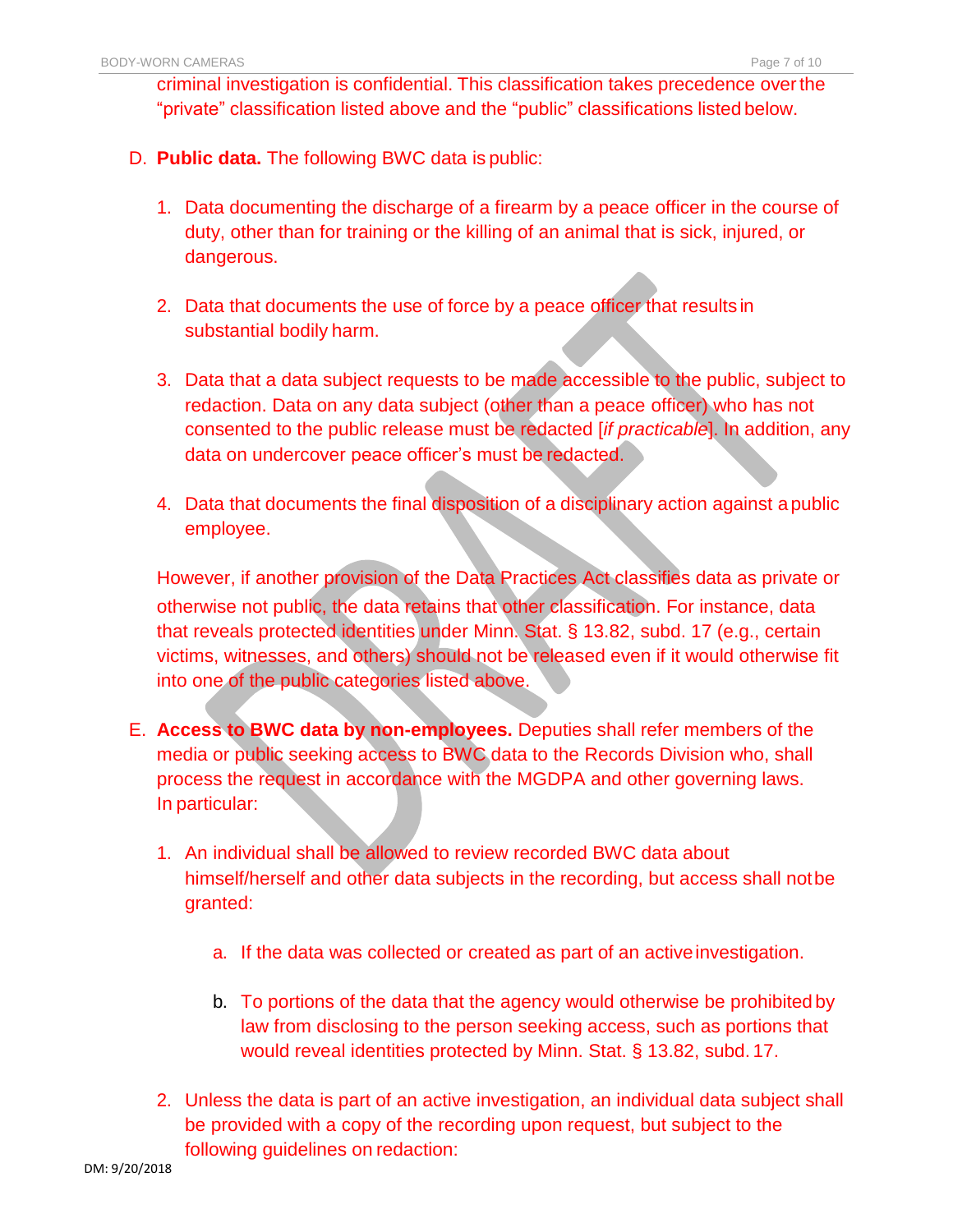criminal investigation is confidential. This classification takes precedence over the "private" classification listed above and the "public" classifications listed below.

D. **Public data.** The following BWC data is public:

1. Data documenting the discharge of a firearm by a peace officer in the course of duty, other than for training or the killing of an animal that is sick, injured, or dangerous.

2. Data that documents the use of force by a peace officer that results in substantial bodily harm.

3. Data that a data subject requests to be made accessible to the public, subject to redaction. Data on any data subject (other than a peace officer) who has not consented to the public release must be redacted [*if practicable*]. In addition, any data on undercover peace officer's must be redacted.

4. Data that documents the final disposition of a disciplinary action against a public employee.

However, if another provision of the Data Practices Act classifies data as private or otherwise not public, the data retains that other classification. For instance, data that reveals protected identities under Minn. Stat. § 13.82, subd. 17 (e.g., certain victims, witnesses, and others) should not be released even if it would otherwise fit into one of the public categories listed above.

E. **Access to BWC data by non-employees.** Deputies shall refer members of the media or public seeking access to BWC data to the Records Division who, shall process the request in accordance with the MGDPA and other governing laws. In particular:

1. An individual shall be allowed to review recorded BWC data about himself/herself and other data subjects in the recording, but access shall not be granted:

    a. If the data was collected or created as part of an active investigation.

    b. To portions of the data that the agency would otherwise be prohibited by law from disclosing to the person seeking access, such as portions that would reveal identities protected by Minn. Stat. § 13.82, subd. 17.

2. Unless the data is part of an active investigation, an individual data subject shall be provided with a copy of the recording upon request, but subject to the following guidelines on redaction:

DM: 9/20/2018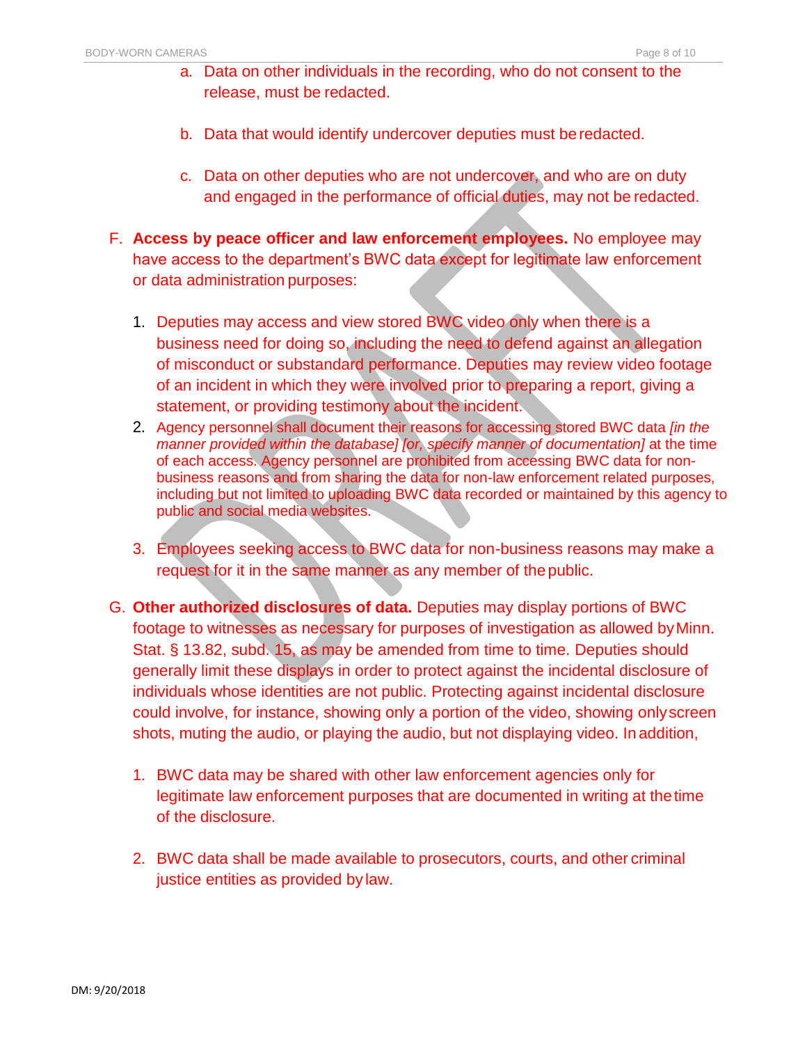a. Data on other individuals in the recording, who do not consent to the release, must be redacted.

b. Data that would identify undercover deputies must be redacted.

c. Data on other deputies who are not undercover, and who are on duty and engaged in the performance of official duties, may not be redacted.

F. **Access by peace officer and law enforcement employees.** No employee may have access to the department's BWC data except for legitimate law enforcement or data administration purposes:

1. Deputies may access and view stored BWC video only when there is a business need for doing so, including the need to defend against an allegation of misconduct or substandard performance. Deputies may review video footage of an incident in which they were involved prior to preparing a report, giving a statement, or providing testimony about the incident.
2. Agency personnel shall document their reasons for accessing stored BWC data *[in the manner provided within the database] [or, specify manner of documentation]* at the time of each access. Agency personnel are prohibited from accessing BWC data for non-business reasons and from sharing the data for non-law enforcement related purposes, including but not limited to uploading BWC data recorded or maintained by this agency to public and social media websites.
3. Employees seeking access to BWC data for non-business reasons may make a request for it in the same manner as any member of the public.

G. **Other authorized disclosures of data.** Deputies may display portions of BWC footage to witnesses as necessary for purposes of investigation as allowed by Minn. Stat. § 13.82, subd. 15, as may be amended from time to time. Deputies should generally limit these displays in order to protect against the incidental disclosure of individuals whose identities are not public. Protecting against incidental disclosure could involve, for instance, showing only a portion of the video, showing only screen shots, muting the audio, or playing the audio, but not displaying video. In addition,

1. BWC data may be shared with other law enforcement agencies only for legitimate law enforcement purposes that are documented in writing at the time of the disclosure.
2. BWC data shall be made available to prosecutors, courts, and other criminal justice entities as provided by law.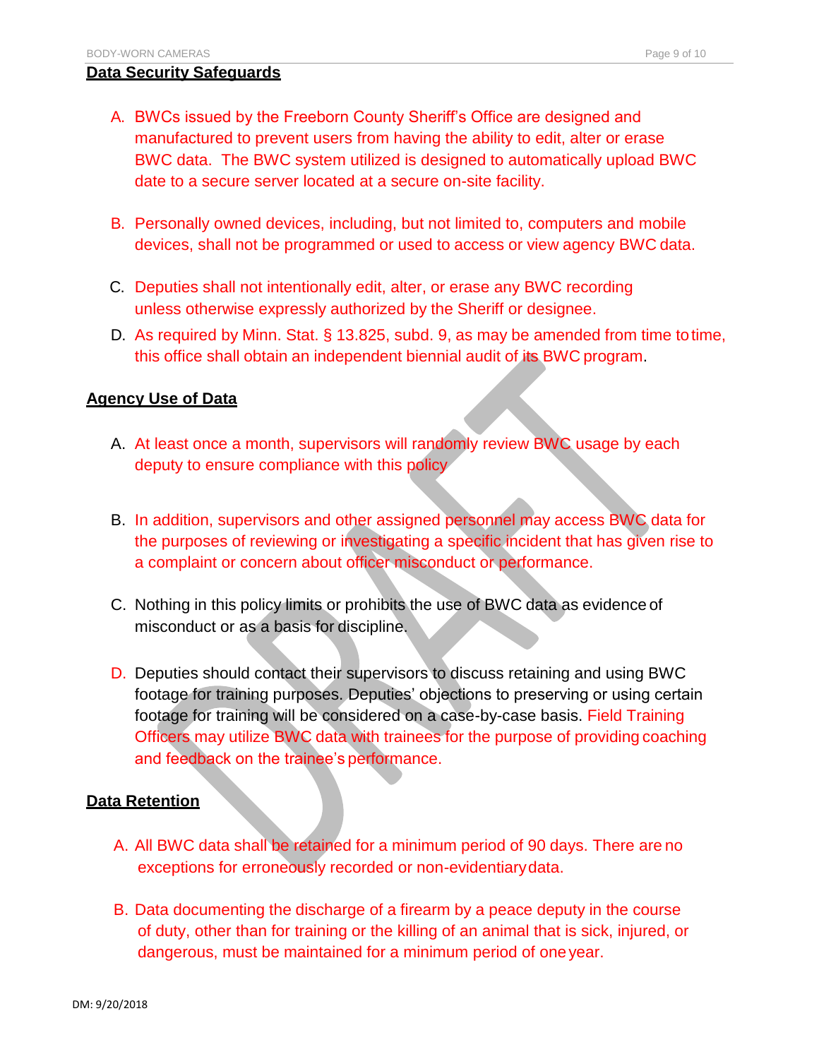## Data Security Safeguards

A. BWCs issued by the Freeborn County Sheriff's Office are designed and manufactured to prevent users from having the ability to edit, alter or erase BWC data. The BWC system utilized is designed to automatically upload BWC date to a secure server located at a secure on-site facility.

B. Personally owned devices, including, but not limited to, computers and mobile devices, shall not be programmed or used to access or view agency BWC data.

C. Deputies shall not intentionally edit, alter, or erase any BWC recording unless otherwise expressly authorized by the Sheriff or designee.

D. As required by Minn. Stat. § 13.825, subd. 9, as may be amended from time to time, this office shall obtain an independent biennial audit of its BWC program.

## Agency Use of Data

A. At least once a month, supervisors will randomly review BWC usage by each deputy to ensure compliance with this policy

B. In addition, supervisors and other assigned personnel may access BWC data for the purposes of reviewing or investigating a specific incident that has given rise to a complaint or concern about officer misconduct or performance.

C. Nothing in this policy limits or prohibits the use of BWC data as evidence of misconduct or as a basis for discipline.

D. Deputies should contact their supervisors to discuss retaining and using BWC footage for training purposes. Deputies' objections to preserving or using certain footage for training will be considered on a case-by-case basis. Field Training Officers may utilize BWC data with trainees for the purpose of providing coaching and feedback on the trainee's performance.

## Data Retention

A. All BWC data shall be retained for a minimum period of 90 days. There are no exceptions for erroneously recorded or non-evidentiary data.

B. Data documenting the discharge of a firearm by a peace deputy in the course of duty, other than for training or the killing of an animal that is sick, injured, or dangerous, must be maintained for a minimum period of one year.

DM: 9/20/2018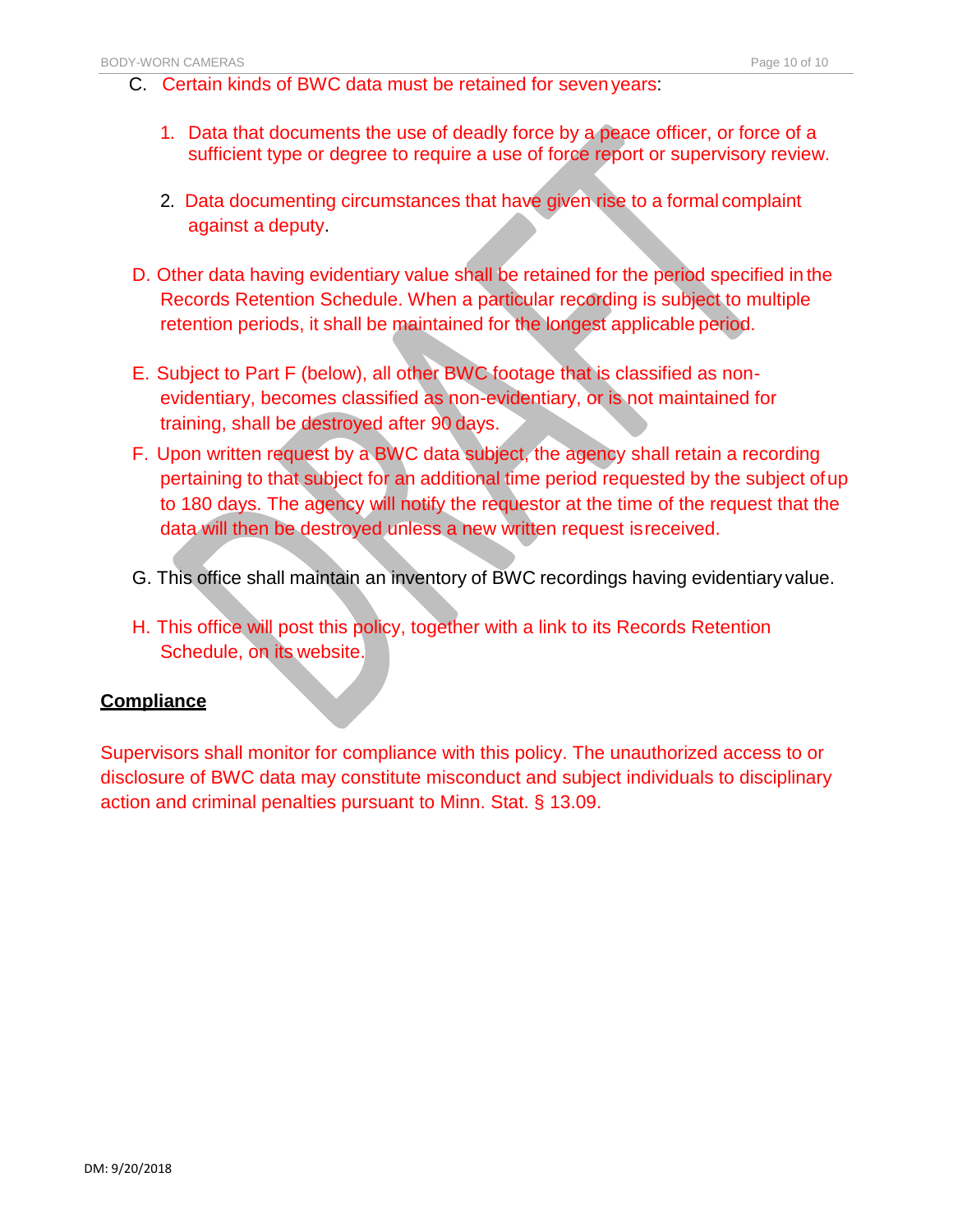C. Certain kinds of BWC data must be retained for seven years:

   1. Data that documents the use of deadly force by a peace officer, or force of a sufficient type or degree to require a use of force report or supervisory review.

   2. Data documenting circumstances that have given rise to a formal complaint against a deputy.

D. Other data having evidentiary value shall be retained for the period specified in the Records Retention Schedule. When a particular recording is subject to multiple retention periods, it shall be maintained for the longest applicable period.

E. Subject to Part F (below), all other BWC footage that is classified as non-evidentiary, becomes classified as non-evidentiary, or is not maintained for training, shall be destroyed after 90 days.

F. Upon written request by a BWC data subject, the agency shall retain a recording pertaining to that subject for an additional time period requested by the subject of up to 180 days. The agency will notify the requestor at the time of the request that the data will then be destroyed unless a new written request is received.

G. This office shall maintain an inventory of BWC recordings having evidentiary value.

H. This office will post this policy, together with a link to its Records Retention Schedule, on its website.

**Compliance**

Supervisors shall monitor for compliance with this policy. The unauthorized access to or disclosure of BWC data may constitute misconduct and subject individuals to disciplinary action and criminal penalties pursuant to Minn. Stat. § 13.09.

DM: 9/20/2018